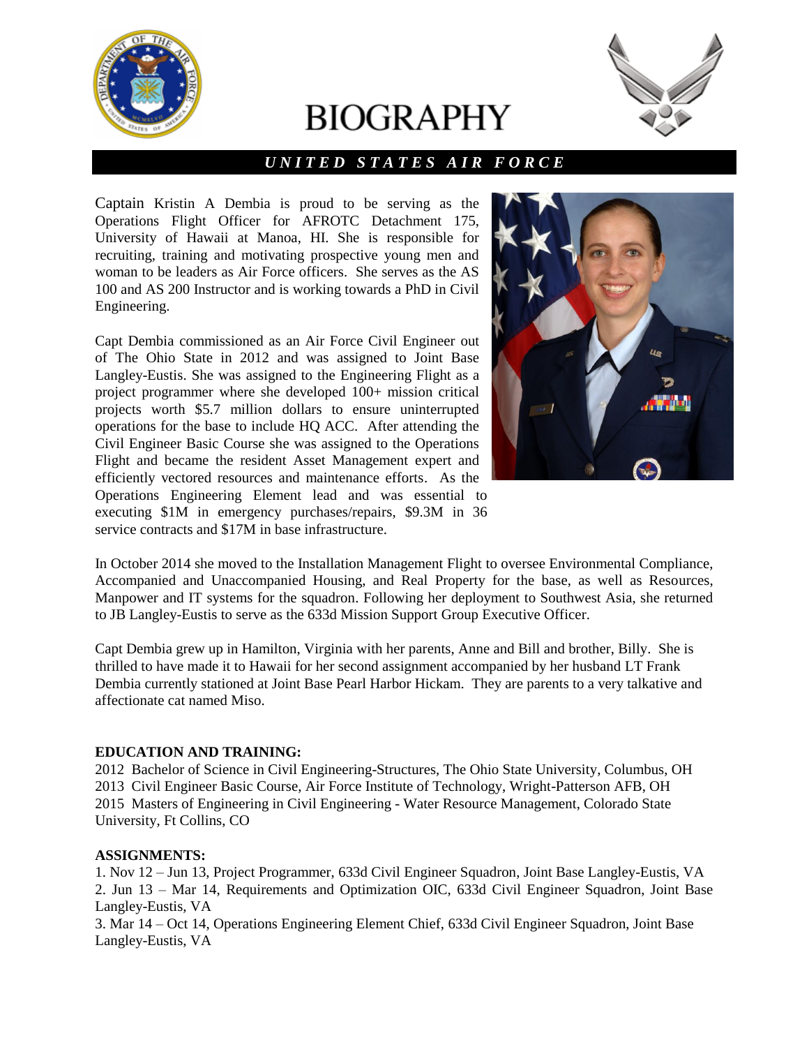# BIOGRAPHY

***UNITED STATES AIR FORCE***

Captain Kristin A Dembia is proud to be serving as the Operations Flight Officer for AFROTC Detachment 175, University of Hawaii at Manoa, HI. She is responsible for recruiting, training and motivating prospective young men and woman to be leaders as Air Force officers. She serves as the AS 100 and AS 200 Instructor and is working towards a PhD in Civil Engineering.

Capt Dembia commissioned as an Air Force Civil Engineer out of The Ohio State in 2012 and was assigned to Joint Base Langley-Eustis. She was assigned to the Engineering Flight as a project programmer where she developed 100+ mission critical projects worth $5.7 million dollars to ensure uninterrupted operations for the base to include HQ ACC. After attending the Civil Engineer Basic Course she was assigned to the Operations Flight and became the resident Asset Management expert and efficiently vectored resources and maintenance efforts. As the Operations Engineering Element lead and was essential to executing $1M in emergency purchases/repairs, $9.3M in 36 service contracts and $17M in base infrastructure.

In October 2014 she moved to the Installation Management Flight to oversee Environmental Compliance, Accompanied and Unaccompanied Housing, and Real Property for the base, as well as Resources, Manpower and IT systems for the squadron. Following her deployment to Southwest Asia, she returned to JB Langley-Eustis to serve as the 633d Mission Support Group Executive Officer.

Capt Dembia grew up in Hamilton, Virginia with her parents, Anne and Bill and brother, Billy. She is thrilled to have made it to Hawaii for her second assignment accompanied by her husband LT Frank Dembia currently stationed at Joint Base Pearl Harbor Hickam. They are parents to a very talkative and affectionate cat named Miso.

**EDUCATION AND TRAINING:**

2012 Bachelor of Science in Civil Engineering-Structures, The Ohio State University, Columbus, OH
2013 Civil Engineer Basic Course, Air Force Institute of Technology, Wright-Patterson AFB, OH
2015 Masters of Engineering in Civil Engineering - Water Resource Management, Colorado State University, Ft Collins, CO

**ASSIGNMENTS:**

1. Nov 12 – Jun 13, Project Programmer, 633d Civil Engineer Squadron, Joint Base Langley-Eustis, VA
2. Jun 13 – Mar 14, Requirements and Optimization OIC, 633d Civil Engineer Squadron, Joint Base Langley-Eustis, VA
3. Mar 14 – Oct 14, Operations Engineering Element Chief, 633d Civil Engineer Squadron, Joint Base Langley-Eustis, VA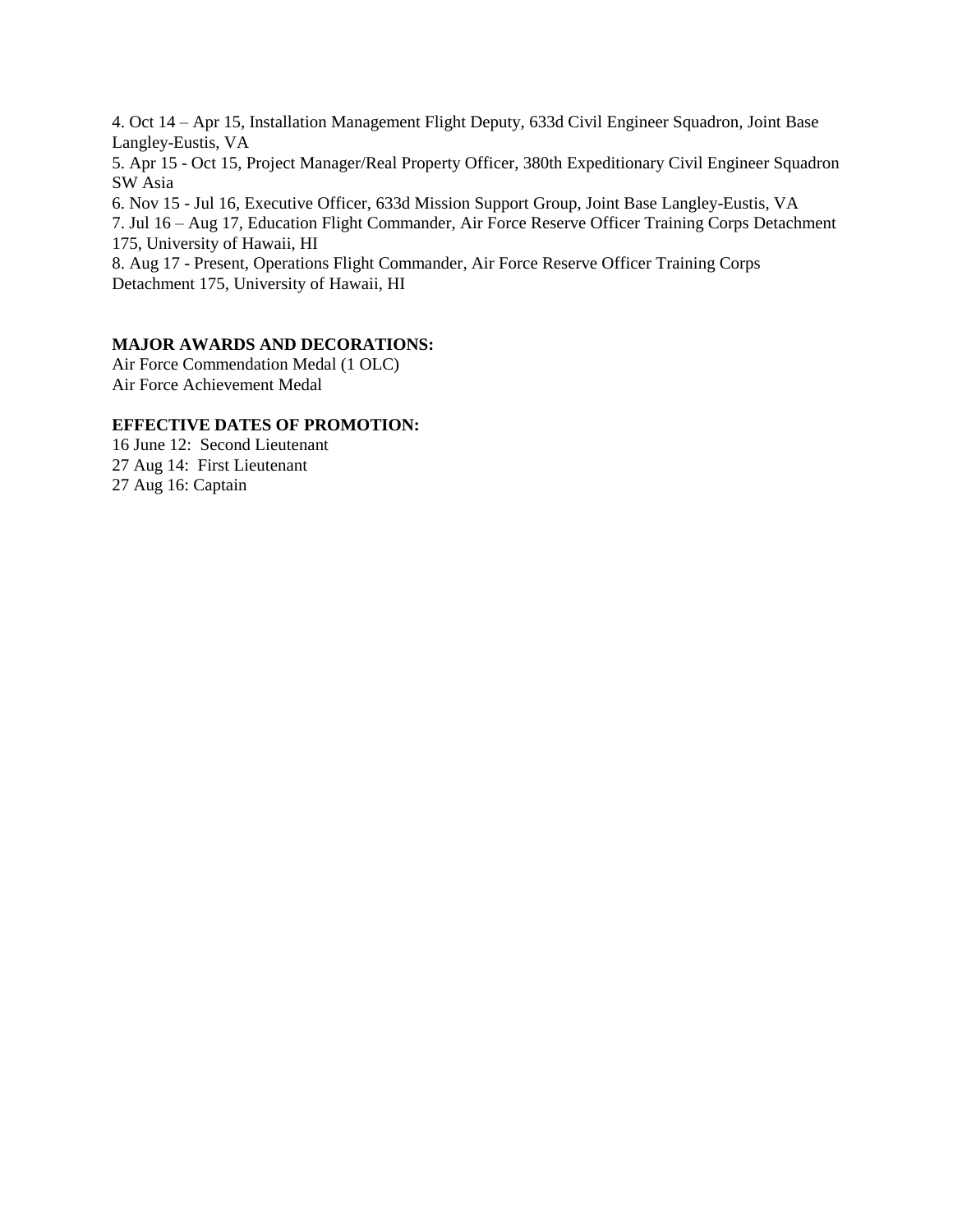4. Oct 14 – Apr 15, Installation Management Flight Deputy, 633d Civil Engineer Squadron, Joint Base Langley-Eustis, VA
5. Apr 15 - Oct 15, Project Manager/Real Property Officer, 380th Expeditionary Civil Engineer Squadron SW Asia
6. Nov 15 - Jul 16, Executive Officer, 633d Mission Support Group, Joint Base Langley-Eustis, VA
7. Jul 16 – Aug 17, Education Flight Commander, Air Force Reserve Officer Training Corps Detachment 175, University of Hawaii, HI
8. Aug 17 - Present, Operations Flight Commander, Air Force Reserve Officer Training Corps Detachment 175, University of Hawaii, HI

**MAJOR AWARDS AND DECORATIONS:**

Air Force Commendation Medal (1 OLC)
Air Force Achievement Medal

**EFFECTIVE DATES OF PROMOTION:**

16 June 12: Second Lieutenant
27 Aug 14: First Lieutenant
27 Aug 16: Captain